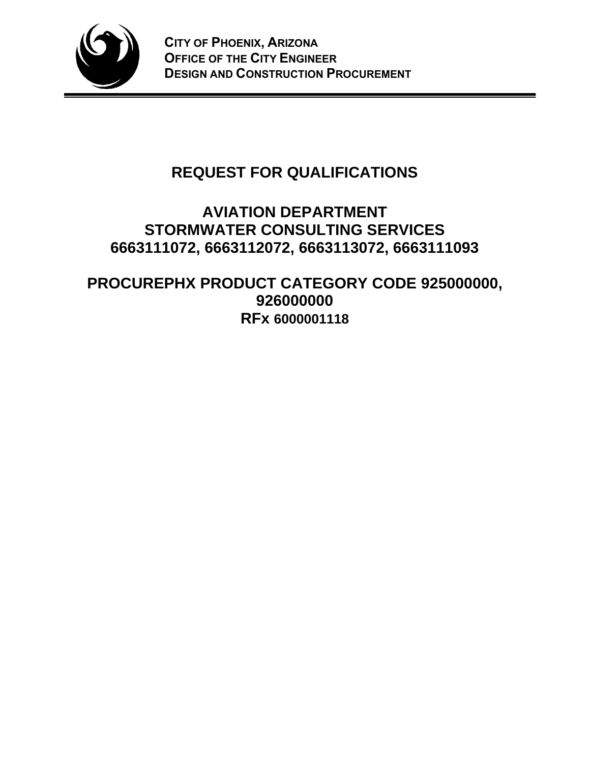**CITY OF PHOENIX, ARIZONA**
**OFFICE OF THE CITY ENGINEER**
**DESIGN AND CONSTRUCTION PROCUREMENT**

# REQUEST FOR QUALIFICATIONS

## AVIATION DEPARTMENT
## STORMWATER CONSULTING SERVICES
## 6663111072, 6663112072, 6663113072, 6663111093

## PROCUREPHX PRODUCT CATEGORY CODE 925000000, 926000000
## RFx 6000001118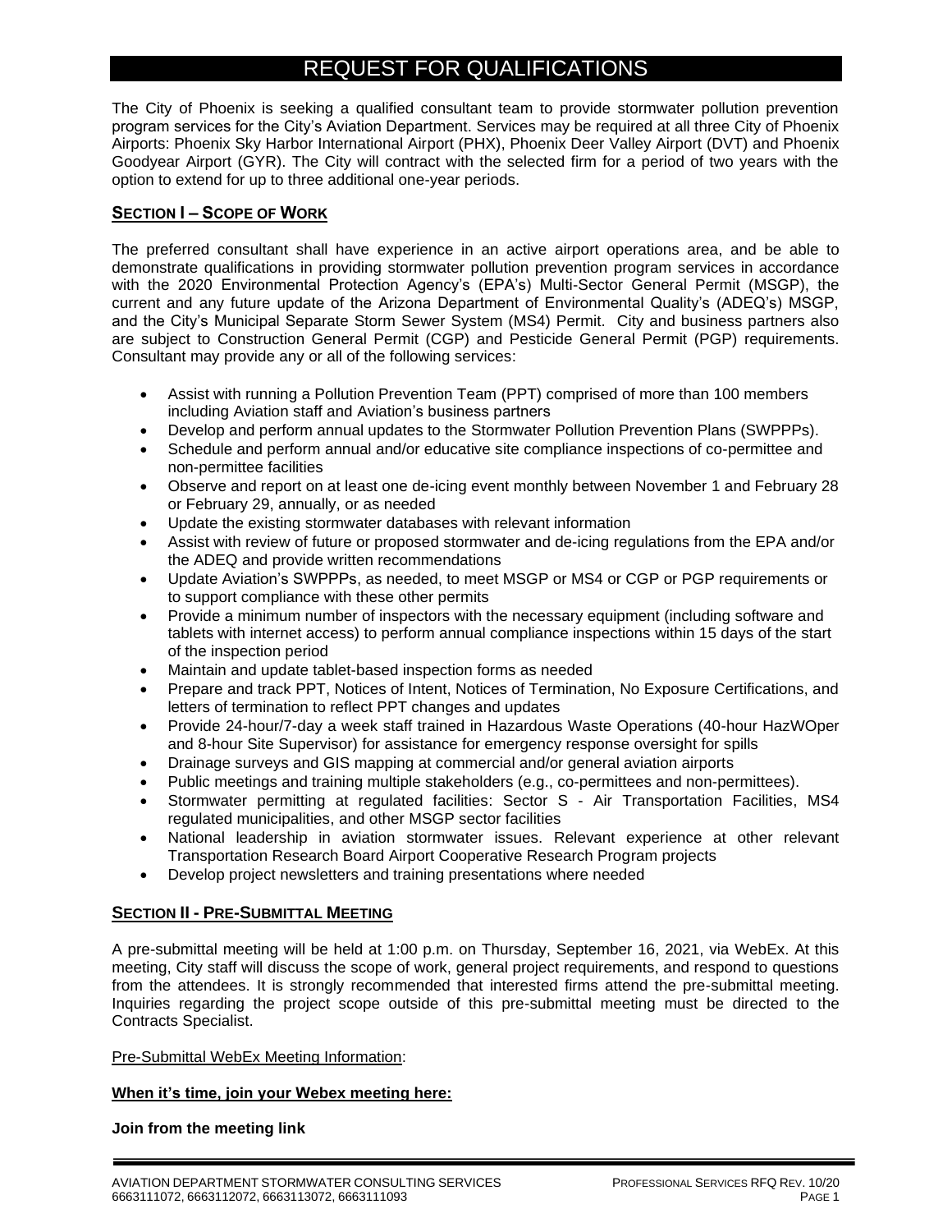# REQUEST FOR QUALIFICATIONS

The City of Phoenix is seeking a qualified consultant team to provide stormwater pollution prevention program services for the City's Aviation Department. Services may be required at all three City of Phoenix Airports: Phoenix Sky Harbor International Airport (PHX), Phoenix Deer Valley Airport (DVT) and Phoenix Goodyear Airport (GYR). The City will contract with the selected firm for a period of two years with the option to extend for up to three additional one-year periods.

## SECTION I – SCOPE OF WORK

The preferred consultant shall have experience in an active airport operations area, and be able to demonstrate qualifications in providing stormwater pollution prevention program services in accordance with the 2020 Environmental Protection Agency's (EPA's) Multi-Sector General Permit (MSGP), the current and any future update of the Arizona Department of Environmental Quality's (ADEQ's) MSGP, and the City's Municipal Separate Storm Sewer System (MS4) Permit. City and business partners also are subject to Construction General Permit (CGP) and Pesticide General Permit (PGP) requirements. Consultant may provide any or all of the following services:

- Assist with running a Pollution Prevention Team (PPT) comprised of more than 100 members including Aviation staff and Aviation's business partners
- Develop and perform annual updates to the Stormwater Pollution Prevention Plans (SWPPPs).
- Schedule and perform annual and/or educative site compliance inspections of co-permittee and non-permittee facilities
- Observe and report on at least one de-icing event monthly between November 1 and February 28 or February 29, annually, or as needed
- Update the existing stormwater databases with relevant information
- Assist with review of future or proposed stormwater and de-icing regulations from the EPA and/or the ADEQ and provide written recommendations
- Update Aviation's SWPPPs, as needed, to meet MSGP or MS4 or CGP or PGP requirements or to support compliance with these other permits
- Provide a minimum number of inspectors with the necessary equipment (including software and tablets with internet access) to perform annual compliance inspections within 15 days of the start of the inspection period
- Maintain and update tablet-based inspection forms as needed
- Prepare and track PPT, Notices of Intent, Notices of Termination, No Exposure Certifications, and letters of termination to reflect PPT changes and updates
- Provide 24-hour/7-day a week staff trained in Hazardous Waste Operations (40-hour HazWOper and 8-hour Site Supervisor) for assistance for emergency response oversight for spills
- Drainage surveys and GIS mapping at commercial and/or general aviation airports
- Public meetings and training multiple stakeholders (e.g., co-permittees and non-permittees).
- Stormwater permitting at regulated facilities: Sector S - Air Transportation Facilities, MS4 regulated municipalities, and other MSGP sector facilities
- National leadership in aviation stormwater issues. Relevant experience at other relevant Transportation Research Board Airport Cooperative Research Program projects
- Develop project newsletters and training presentations where needed

## SECTION II - PRE-SUBMITTAL MEETING

A pre-submittal meeting will be held at 1:00 p.m. on Thursday, September 16, 2021, via WebEx. At this meeting, City staff will discuss the scope of work, general project requirements, and respond to questions from the attendees. It is strongly recommended that interested firms attend the pre-submittal meeting. Inquiries regarding the project scope outside of this pre-submittal meeting must be directed to the Contracts Specialist.

Pre-Submittal WebEx Meeting Information:

**When it's time, join your Webex meeting here:**

**Join from the meeting link**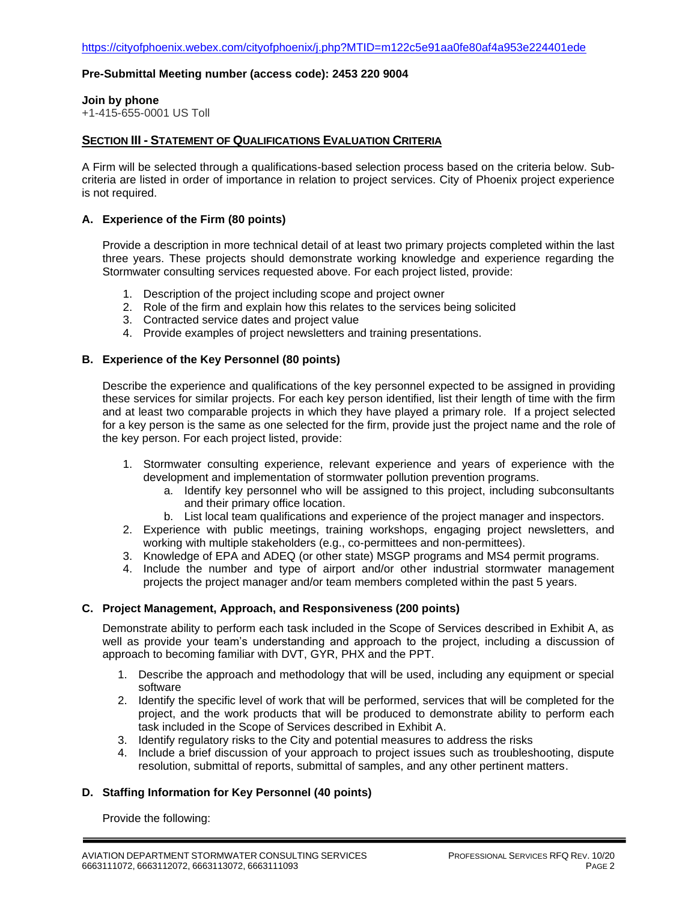https://cityofphoenix.webex.com/cityofphoenix/j.php?MTID=m122c5e91aa0fe80af4a953e224401ede

**Pre-Submittal Meeting number (access code): 2453 220 9004**

**Join by phone**
+1-415-655-0001 US Toll

## SECTION III - STATEMENT OF QUALIFICATIONS EVALUATION CRITERIA

A Firm will be selected through a qualifications-based selection process based on the criteria below. Sub-criteria are listed in order of importance in relation to project services. City of Phoenix project experience is not required.

### A. Experience of the Firm (80 points)

Provide a description in more technical detail of at least two primary projects completed within the last three years. These projects should demonstrate working knowledge and experience regarding the Stormwater consulting services requested above. For each project listed, provide:

1. Description of the project including scope and project owner
2. Role of the firm and explain how this relates to the services being solicited
3. Contracted service dates and project value
4. Provide examples of project newsletters and training presentations.

### B. Experience of the Key Personnel (80 points)

Describe the experience and qualifications of the key personnel expected to be assigned in providing these services for similar projects. For each key person identified, list their length of time with the firm and at least two comparable projects in which they have played a primary role. If a project selected for a key person is the same as one selected for the firm, provide just the project name and the role of the key person. For each project listed, provide:

1. Stormwater consulting experience, relevant experience and years of experience with the development and implementation of stormwater pollution prevention programs.
   a. Identify key personnel who will be assigned to this project, including subconsultants and their primary office location.
   b. List local team qualifications and experience of the project manager and inspectors.
2. Experience with public meetings, training workshops, engaging project newsletters, and working with multiple stakeholders (e.g., co-permittees and non-permittees).
3. Knowledge of EPA and ADEQ (or other state) MSGP programs and MS4 permit programs.
4. Include the number and type of airport and/or other industrial stormwater management projects the project manager and/or team members completed within the past 5 years.

### C. Project Management, Approach, and Responsiveness (200 points)

Demonstrate ability to perform each task included in the Scope of Services described in Exhibit A, as well as provide your team's understanding and approach to the project, including a discussion of approach to becoming familiar with DVT, GYR, PHX and the PPT.

1. Describe the approach and methodology that will be used, including any equipment or special software
2. Identify the specific level of work that will be performed, services that will be completed for the project, and the work products that will be produced to demonstrate ability to perform each task included in the Scope of Services described in Exhibit A.
3. Identify regulatory risks to the City and potential measures to address the risks
4. Include a brief discussion of your approach to project issues such as troubleshooting, dispute resolution, submittal of reports, submittal of samples, and any other pertinent matters.

### D. Staffing Information for Key Personnel (40 points)

Provide the following: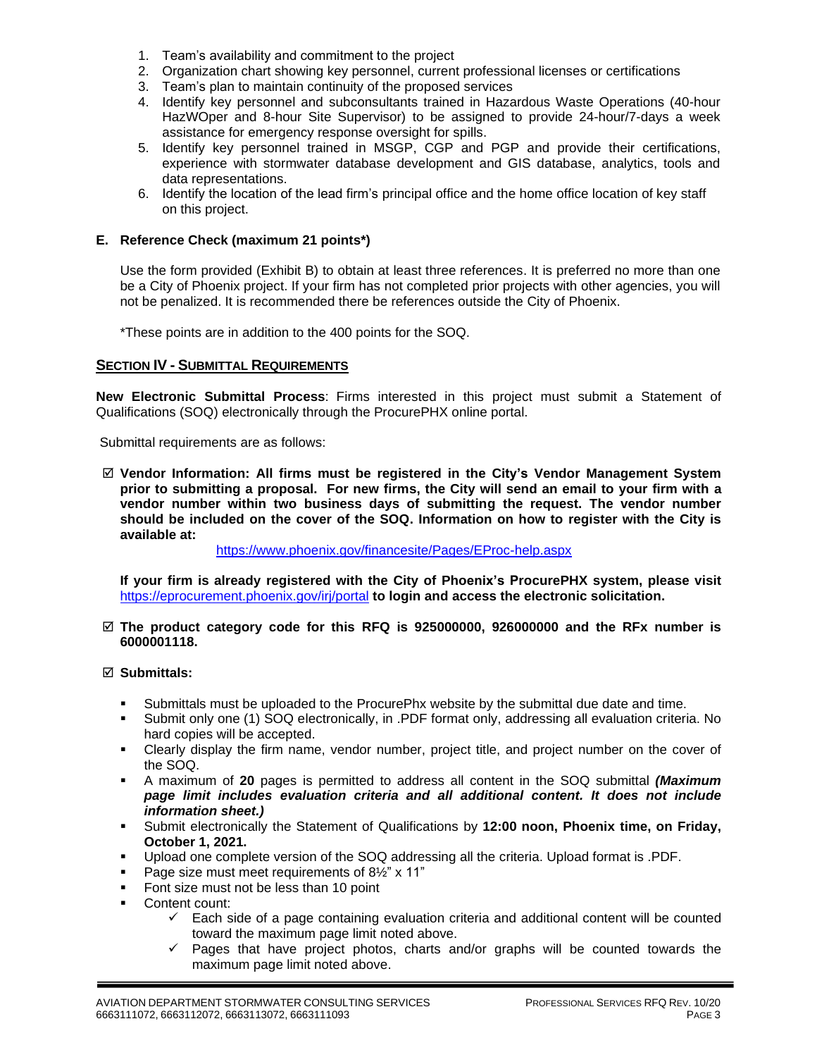1. Team's availability and commitment to the project
2. Organization chart showing key personnel, current professional licenses or certifications
3. Team's plan to maintain continuity of the proposed services
4. Identify key personnel and subconsultants trained in Hazardous Waste Operations (40-hour HazWOper and 8-hour Site Supervisor) to be assigned to provide 24-hour/7-days a week assistance for emergency response oversight for spills.
5. Identify key personnel trained in MSGP, CGP and PGP and provide their certifications, experience with stormwater database development and GIS database, analytics, tools and data representations.
6. Identify the location of the lead firm's principal office and the home office location of key staff on this project.

**E. Reference Check (maximum 21 points*)**

Use the form provided (Exhibit B) to obtain at least three references. It is preferred no more than one be a City of Phoenix project. If your firm has not completed prior projects with other agencies, you will not be penalized. It is recommended there be references outside the City of Phoenix.

*These points are in addition to the 400 points for the SOQ.

## SECTION IV - SUBMITTAL REQUIREMENTS

**New Electronic Submittal Process**: Firms interested in this project must submit a Statement of Qualifications (SOQ) electronically through the ProcurePHX online portal.

Submittal requirements are as follows:

☑ **Vendor Information: All firms must be registered in the City's Vendor Management System prior to submitting a proposal. For new firms, the City will send an email to your firm with a vendor number within two business days of submitting the request. The vendor number should be included on the cover of the SOQ. Information on how to register with the City is available at:**

https://www.phoenix.gov/financesite/Pages/EProc-help.aspx

**If your firm is already registered with the City of Phoenix's ProcurePHX system, please visit** https://eprocurement.phoenix.gov/irj/portal **to login and access the electronic solicitation.**

☑ **The product category code for this RFQ is 925000000, 926000000 and the RFx number is 6000001118.**

☑ **Submittals:**

- Submittals must be uploaded to the ProcurePhx website by the submittal due date and time.
- Submit only one (1) SOQ electronically, in .PDF format only, addressing all evaluation criteria. No hard copies will be accepted.
- Clearly display the firm name, vendor number, project title, and project number on the cover of the SOQ.
- A maximum of **20** pages is permitted to address all content in the SOQ submittal ***(Maximum page limit includes evaluation criteria and all additional content. It does not include information sheet.)***
- Submit electronically the Statement of Qualifications by **12:00 noon, Phoenix time, on Friday, October 1, 2021.**
- Upload one complete version of the SOQ addressing all the criteria. Upload format is .PDF.
- Page size must meet requirements of 8½" x 11"
- Font size must not be less than 10 point
- Content count:
  - ✓ Each side of a page containing evaluation criteria and additional content will be counted toward the maximum page limit noted above.
  - ✓ Pages that have project photos, charts and/or graphs will be counted towards the maximum page limit noted above.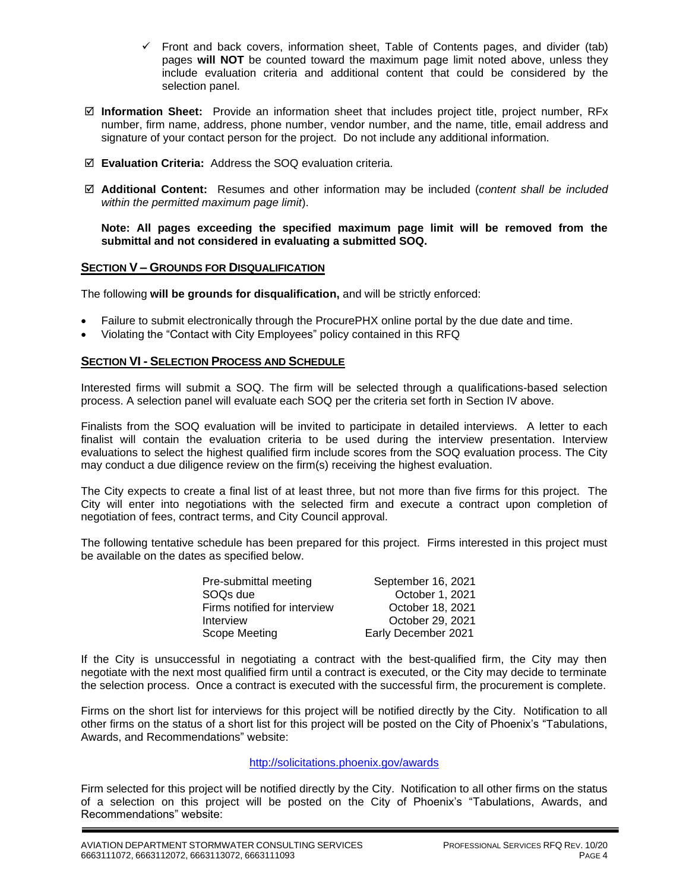- ✓ Front and back covers, information sheet, Table of Contents pages, and divider (tab) pages **will NOT** be counted toward the maximum page limit noted above, unless they include evaluation criteria and additional content that could be considered by the selection panel.

☑ **Information Sheet:** Provide an information sheet that includes project title, project number, RFx number, firm name, address, phone number, vendor number, and the name, title, email address and signature of your contact person for the project. Do not include any additional information.

☑ **Evaluation Criteria:** Address the SOQ evaluation criteria.

☑ **Additional Content:** Resumes and other information may be included (*content shall be included within the permitted maximum page limit*).

**Note: All pages exceeding the specified maximum page limit will be removed from the submittal and not considered in evaluating a submitted SOQ.**

## SECTION V – GROUNDS FOR DISQUALIFICATION

The following **will be grounds for disqualification,** and will be strictly enforced:

- Failure to submit electronically through the ProcurePHX online portal by the due date and time.
- Violating the "Contact with City Employees" policy contained in this RFQ

## SECTION VI - SELECTION PROCESS AND SCHEDULE

Interested firms will submit a SOQ. The firm will be selected through a qualifications-based selection process. A selection panel will evaluate each SOQ per the criteria set forth in Section IV above.

Finalists from the SOQ evaluation will be invited to participate in detailed interviews. A letter to each finalist will contain the evaluation criteria to be used during the interview presentation. Interview evaluations to select the highest qualified firm include scores from the SOQ evaluation process. The City may conduct a due diligence review on the firm(s) receiving the highest evaluation.

The City expects to create a final list of at least three, but not more than five firms for this project. The City will enter into negotiations with the selected firm and execute a contract upon completion of negotiation of fees, contract terms, and City Council approval.

The following tentative schedule has been prepared for this project. Firms interested in this project must be available on the dates as specified below.

| | |
|---|---|
| Pre-submittal meeting | September 16, 2021 |
| SOQs due | October 1, 2021 |
| Firms notified for interview | October 18, 2021 |
| Interview | October 29, 2021 |
| Scope Meeting | Early December 2021 |

If the City is unsuccessful in negotiating a contract with the best-qualified firm, the City may then negotiate with the next most qualified firm until a contract is executed, or the City may decide to terminate the selection process. Once a contract is executed with the successful firm, the procurement is complete.

Firms on the short list for interviews for this project will be notified directly by the City. Notification to all other firms on the status of a short list for this project will be posted on the City of Phoenix's "Tabulations, Awards, and Recommendations" website:

http://solicitations.phoenix.gov/awards

Firm selected for this project will be notified directly by the City. Notification to all other firms on the status of a selection on this project will be posted on the City of Phoenix's "Tabulations, Awards, and Recommendations" website: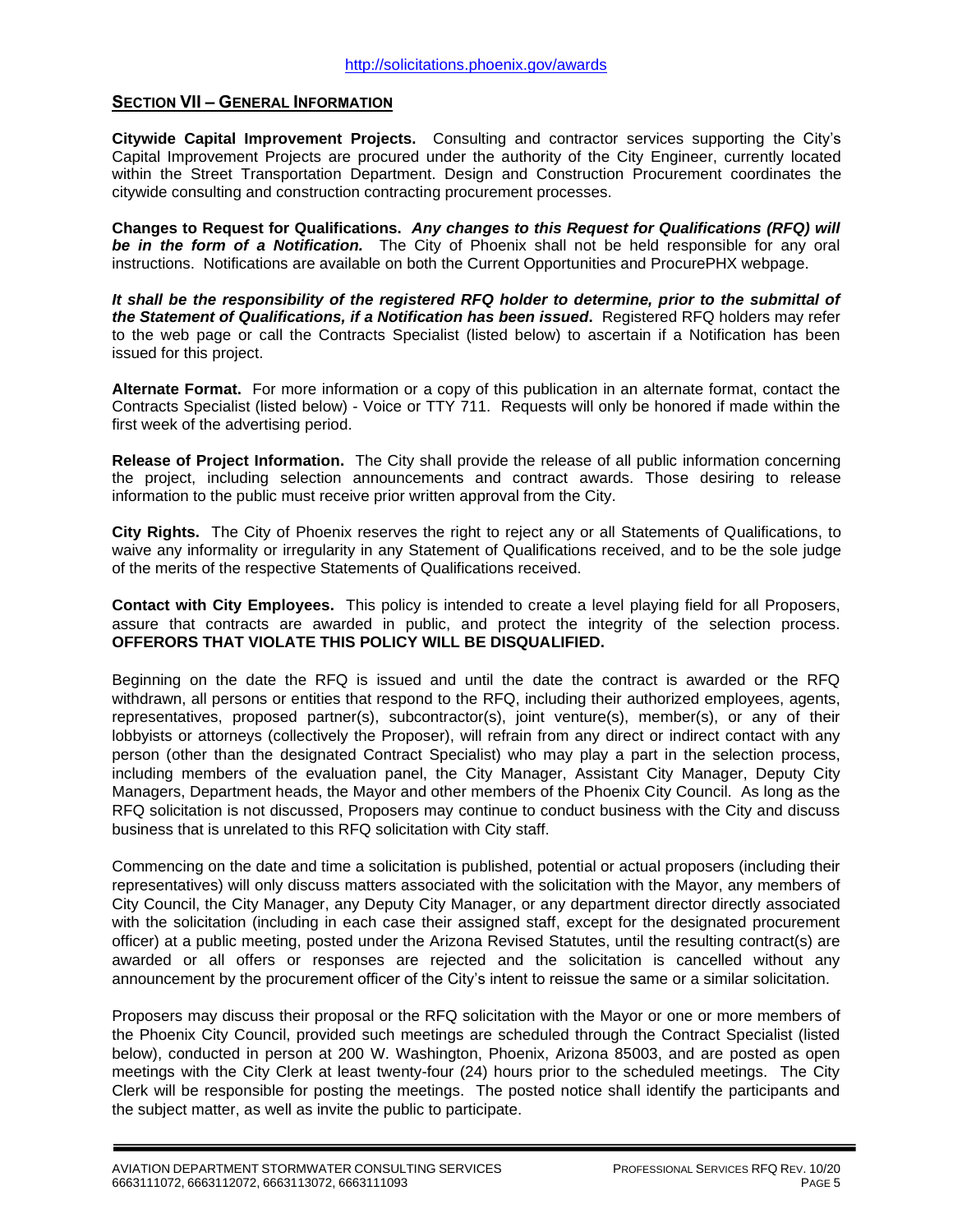http://solicitations.phoenix.gov/awards

## SECTION VII – GENERAL INFORMATION

**Citywide Capital Improvement Projects.** Consulting and contractor services supporting the City's Capital Improvement Projects are procured under the authority of the City Engineer, currently located within the Street Transportation Department. Design and Construction Procurement coordinates the citywide consulting and construction contracting procurement processes.

**Changes to Request for Qualifications.** ***Any changes to this Request for Qualifications (RFQ) will be in the form of a Notification.*** The City of Phoenix shall not be held responsible for any oral instructions. Notifications are available on both the Current Opportunities and ProcurePHX webpage.

***It shall be the responsibility of the registered RFQ holder to determine, prior to the submittal of the Statement of Qualifications, if a Notification has been issued*.** Registered RFQ holders may refer to the web page or call the Contracts Specialist (listed below) to ascertain if a Notification has been issued for this project.

**Alternate Format.** For more information or a copy of this publication in an alternate format, contact the Contracts Specialist (listed below) - Voice or TTY 711. Requests will only be honored if made within the first week of the advertising period.

**Release of Project Information.** The City shall provide the release of all public information concerning the project, including selection announcements and contract awards. Those desiring to release information to the public must receive prior written approval from the City.

**City Rights.** The City of Phoenix reserves the right to reject any or all Statements of Qualifications, to waive any informality or irregularity in any Statement of Qualifications received, and to be the sole judge of the merits of the respective Statements of Qualifications received.

**Contact with City Employees.** This policy is intended to create a level playing field for all Proposers, assure that contracts are awarded in public, and protect the integrity of the selection process. **OFFERORS THAT VIOLATE THIS POLICY WILL BE DISQUALIFIED.**

Beginning on the date the RFQ is issued and until the date the contract is awarded or the RFQ withdrawn, all persons or entities that respond to the RFQ, including their authorized employees, agents, representatives, proposed partner(s), subcontractor(s), joint venture(s), member(s), or any of their lobbyists or attorneys (collectively the Proposer), will refrain from any direct or indirect contact with any person (other than the designated Contract Specialist) who may play a part in the selection process, including members of the evaluation panel, the City Manager, Assistant City Manager, Deputy City Managers, Department heads, the Mayor and other members of the Phoenix City Council. As long as the RFQ solicitation is not discussed, Proposers may continue to conduct business with the City and discuss business that is unrelated to this RFQ solicitation with City staff.

Commencing on the date and time a solicitation is published, potential or actual proposers (including their representatives) will only discuss matters associated with the solicitation with the Mayor, any members of City Council, the City Manager, any Deputy City Manager, or any department director directly associated with the solicitation (including in each case their assigned staff, except for the designated procurement officer) at a public meeting, posted under the Arizona Revised Statutes, until the resulting contract(s) are awarded or all offers or responses are rejected and the solicitation is cancelled without any announcement by the procurement officer of the City's intent to reissue the same or a similar solicitation.

Proposers may discuss their proposal or the RFQ solicitation with the Mayor or one or more members of the Phoenix City Council, provided such meetings are scheduled through the Contract Specialist (listed below), conducted in person at 200 W. Washington, Phoenix, Arizona 85003, and are posted as open meetings with the City Clerk at least twenty-four (24) hours prior to the scheduled meetings. The City Clerk will be responsible for posting the meetings. The posted notice shall identify the participants and the subject matter, as well as invite the public to participate.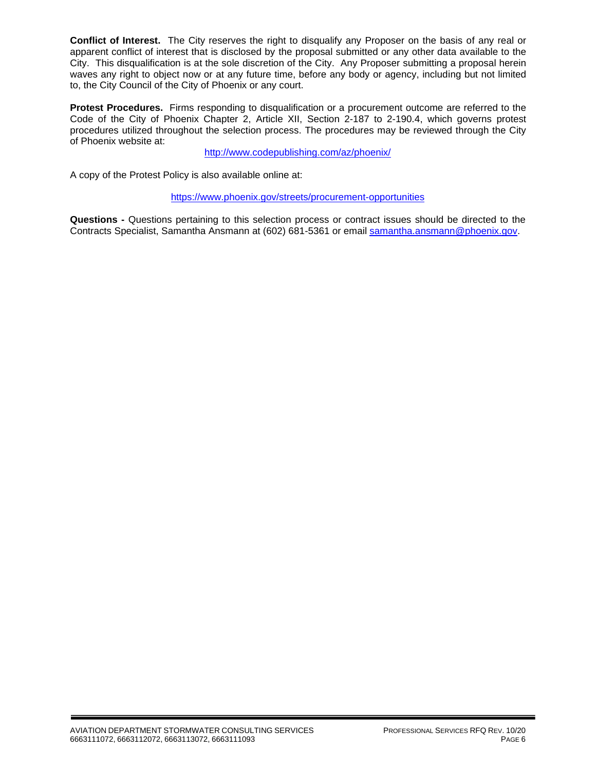**Conflict of Interest.** The City reserves the right to disqualify any Proposer on the basis of any real or apparent conflict of interest that is disclosed by the proposal submitted or any other data available to the City. This disqualification is at the sole discretion of the City. Any Proposer submitting a proposal herein waves any right to object now or at any future time, before any body or agency, including but not limited to, the City Council of the City of Phoenix or any court.

**Protest Procedures.** Firms responding to disqualification or a procurement outcome are referred to the Code of the City of Phoenix Chapter 2, Article XII, Section 2-187 to 2-190.4, which governs protest procedures utilized throughout the selection process. The procedures may be reviewed through the City of Phoenix website at:

http://www.codepublishing.com/az/phoenix/

A copy of the Protest Policy is also available online at:

https://www.phoenix.gov/streets/procurement-opportunities

**Questions -** Questions pertaining to this selection process or contract issues should be directed to the Contracts Specialist, Samantha Ansmann at (602) 681-5361 or email samantha.ansmann@phoenix.gov.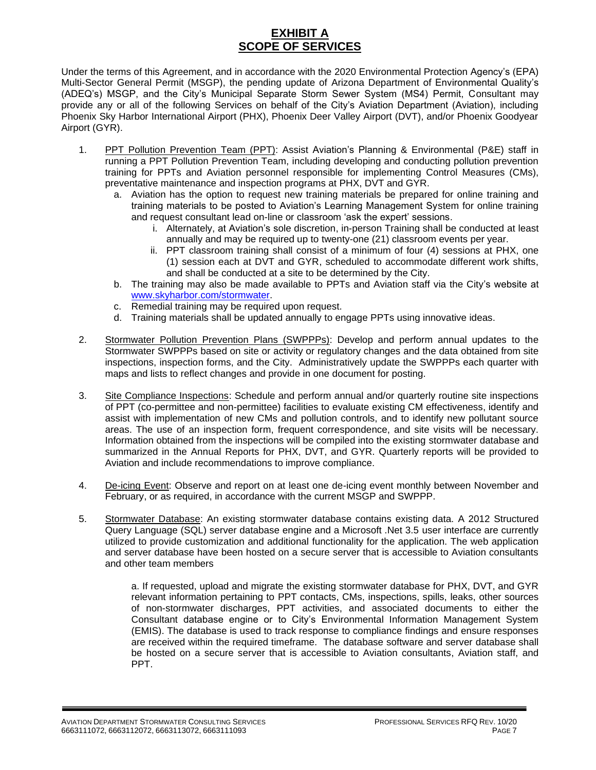# EXHIBIT A
# SCOPE OF SERVICES

Under the terms of this Agreement, and in accordance with the 2020 Environmental Protection Agency's (EPA) Multi-Sector General Permit (MSGP), the pending update of Arizona Department of Environmental Quality's (ADEQ's) MSGP, and the City's Municipal Separate Storm Sewer System (MS4) Permit, Consultant may provide any or all of the following Services on behalf of the City's Aviation Department (Aviation), including Phoenix Sky Harbor International Airport (PHX), Phoenix Deer Valley Airport (DVT), and/or Phoenix Goodyear Airport (GYR).

1. PPT Pollution Prevention Team (PPT): Assist Aviation's Planning & Environmental (P&E) staff in running a PPT Pollution Prevention Team, including developing and conducting pollution prevention training for PPTs and Aviation personnel responsible for implementing Control Measures (CMs), preventative maintenance and inspection programs at PHX, DVT and GYR.
   a. Aviation has the option to request new training materials be prepared for online training and training materials to be posted to Aviation's Learning Management System for online training and request consultant lead on-line or classroom 'ask the expert' sessions.
      i. Alternately, at Aviation's sole discretion, in-person Training shall be conducted at least annually and may be required up to twenty-one (21) classroom events per year.
      ii. PPT classroom training shall consist of a minimum of four (4) sessions at PHX, one (1) session each at DVT and GYR, scheduled to accommodate different work shifts, and shall be conducted at a site to be determined by the City.
   b. The training may also be made available to PPTs and Aviation staff via the City's website at www.skyharbor.com/stormwater.
   c. Remedial training may be required upon request.
   d. Training materials shall be updated annually to engage PPTs using innovative ideas.

2. Stormwater Pollution Prevention Plans (SWPPPs): Develop and perform annual updates to the Stormwater SWPPPs based on site or activity or regulatory changes and the data obtained from site inspections, inspection forms, and the City. Administratively update the SWPPPs each quarter with maps and lists to reflect changes and provide in one document for posting.

3. Site Compliance Inspections: Schedule and perform annual and/or quarterly routine site inspections of PPT (co-permittee and non-permittee) facilities to evaluate existing CM effectiveness, identify and assist with implementation of new CMs and pollution controls, and to identify new pollutant source areas. The use of an inspection form, frequent correspondence, and site visits will be necessary. Information obtained from the inspections will be compiled into the existing stormwater database and summarized in the Annual Reports for PHX, DVT, and GYR. Quarterly reports will be provided to Aviation and include recommendations to improve compliance.

4. De-icing Event: Observe and report on at least one de-icing event monthly between November and February, or as required, in accordance with the current MSGP and SWPPP.

5. Stormwater Database: An existing stormwater database contains existing data. A 2012 Structured Query Language (SQL) server database engine and a Microsoft .Net 3.5 user interface are currently utilized to provide customization and additional functionality for the application. The web application and server database have been hosted on a secure server that is accessible to Aviation consultants and other team members

   a. If requested, upload and migrate the existing stormwater database for PHX, DVT, and GYR relevant information pertaining to PPT contacts, CMs, inspections, spills, leaks, other sources of non-stormwater discharges, PPT activities, and associated documents to either the Consultant database engine or to City's Environmental Information Management System (EMIS). The database is used to track response to compliance findings and ensure responses are received within the required timeframe. The database software and server database shall be hosted on a secure server that is accessible to Aviation consultants, Aviation staff, and PPT.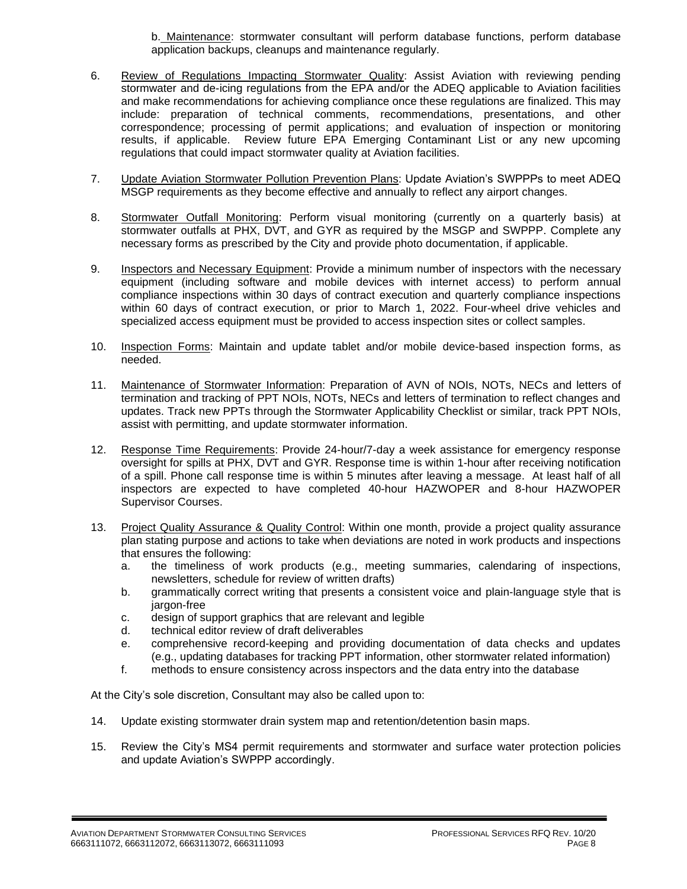b. Maintenance: stormwater consultant will perform database functions, perform database application backups, cleanups and maintenance regularly.

6. Review of Regulations Impacting Stormwater Quality: Assist Aviation with reviewing pending stormwater and de-icing regulations from the EPA and/or the ADEQ applicable to Aviation facilities and make recommendations for achieving compliance once these regulations are finalized. This may include: preparation of technical comments, recommendations, presentations, and other correspondence; processing of permit applications; and evaluation of inspection or monitoring results, if applicable. Review future EPA Emerging Contaminant List or any new upcoming regulations that could impact stormwater quality at Aviation facilities.

7. Update Aviation Stormwater Pollution Prevention Plans: Update Aviation's SWPPPs to meet ADEQ MSGP requirements as they become effective and annually to reflect any airport changes.

8. Stormwater Outfall Monitoring: Perform visual monitoring (currently on a quarterly basis) at stormwater outfalls at PHX, DVT, and GYR as required by the MSGP and SWPPP. Complete any necessary forms as prescribed by the City and provide photo documentation, if applicable.

9. Inspectors and Necessary Equipment: Provide a minimum number of inspectors with the necessary equipment (including software and mobile devices with internet access) to perform annual compliance inspections within 30 days of contract execution and quarterly compliance inspections within 60 days of contract execution, or prior to March 1, 2022. Four-wheel drive vehicles and specialized access equipment must be provided to access inspection sites or collect samples.

10. Inspection Forms: Maintain and update tablet and/or mobile device-based inspection forms, as needed.

11. Maintenance of Stormwater Information: Preparation of AVN of NOIs, NOTs, NECs and letters of termination and tracking of PPT NOIs, NOTs, NECs and letters of termination to reflect changes and updates. Track new PPTs through the Stormwater Applicability Checklist or similar, track PPT NOIs, assist with permitting, and update stormwater information.

12. Response Time Requirements: Provide 24-hour/7-day a week assistance for emergency response oversight for spills at PHX, DVT and GYR. Response time is within 1-hour after receiving notification of a spill. Phone call response time is within 5 minutes after leaving a message. At least half of all inspectors are expected to have completed 40-hour HAZWOPER and 8-hour HAZWOPER Supervisor Courses.

13. Project Quality Assurance & Quality Control: Within one month, provide a project quality assurance plan stating purpose and actions to take when deviations are noted in work products and inspections that ensures the following:
    a. the timeliness of work products (e.g., meeting summaries, calendaring of inspections, newsletters, schedule for review of written drafts)
    b. grammatically correct writing that presents a consistent voice and plain-language style that is jargon-free
    c. design of support graphics that are relevant and legible
    d. technical editor review of draft deliverables
    e. comprehensive record-keeping and providing documentation of data checks and updates (e.g., updating databases for tracking PPT information, other stormwater related information)
    f. methods to ensure consistency across inspectors and the data entry into the database

At the City's sole discretion, Consultant may also be called upon to:

14. Update existing stormwater drain system map and retention/detention basin maps.

15. Review the City's MS4 permit requirements and stormwater and surface water protection policies and update Aviation's SWPPP accordingly.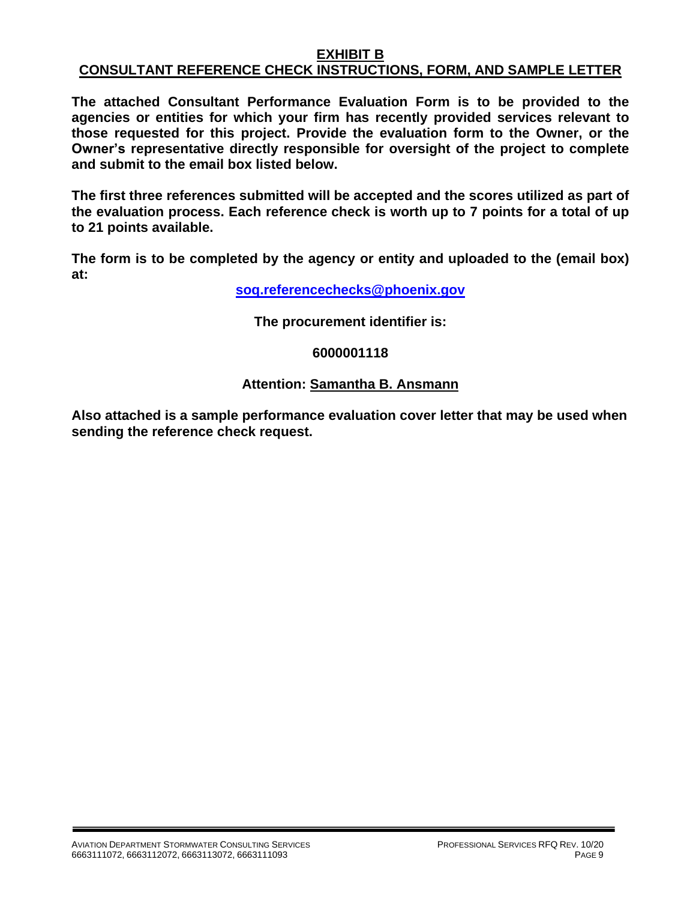# EXHIBIT B
# CONSULTANT REFERENCE CHECK INSTRUCTIONS, FORM, AND SAMPLE LETTER

**The attached Consultant Performance Evaluation Form is to be provided to the agencies or entities for which your firm has recently provided services relevant to those requested for this project. Provide the evaluation form to the Owner, or the Owner's representative directly responsible for oversight of the project to complete and submit to the email box listed below.**

**The first three references submitted will be accepted and the scores utilized as part of the evaluation process. Each reference check is worth up to 7 points for a total of up to 21 points available.**

**The form is to be completed by the agency or entity and uploaded to the (email box) at:**

**soq.referencechecks@phoenix.gov**

**The procurement identifier is:**

**6000001118**

**Attention: Samantha B. Ansmann**

**Also attached is a sample performance evaluation cover letter that may be used when sending the reference check request.**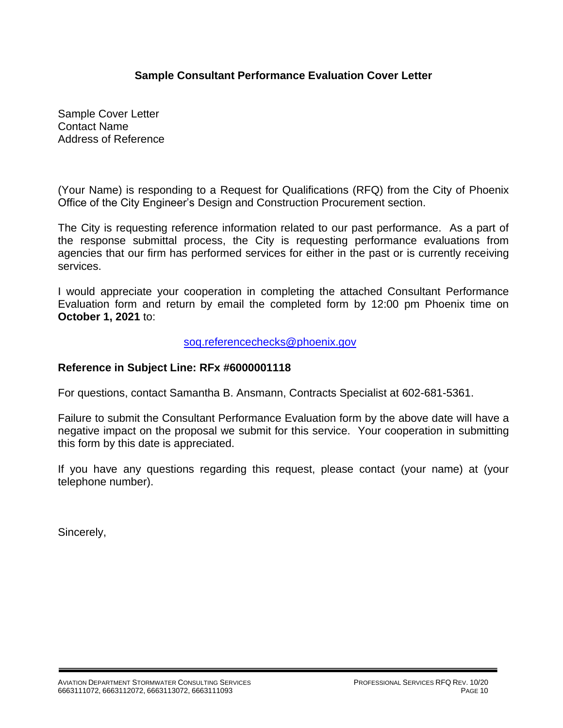## Sample Consultant Performance Evaluation Cover Letter

Sample Cover Letter
Contact Name
Address of Reference

(Your Name) is responding to a Request for Qualifications (RFQ) from the City of Phoenix Office of the City Engineer's Design and Construction Procurement section.

The City is requesting reference information related to our past performance. As a part of the response submittal process, the City is requesting performance evaluations from agencies that our firm has performed services for either in the past or is currently receiving services.

I would appreciate your cooperation in completing the attached Consultant Performance Evaluation form and return by email the completed form by 12:00 pm Phoenix time on **October 1, 2021** to:

soq.referencechecks@phoenix.gov

**Reference in Subject Line: RFx #6000001118**

For questions, contact Samantha B. Ansmann, Contracts Specialist at 602-681-5361.

Failure to submit the Consultant Performance Evaluation form by the above date will have a negative impact on the proposal we submit for this service. Your cooperation in submitting this form by this date is appreciated.

If you have any questions regarding this request, please contact (your name) at (your telephone number).

Sincerely,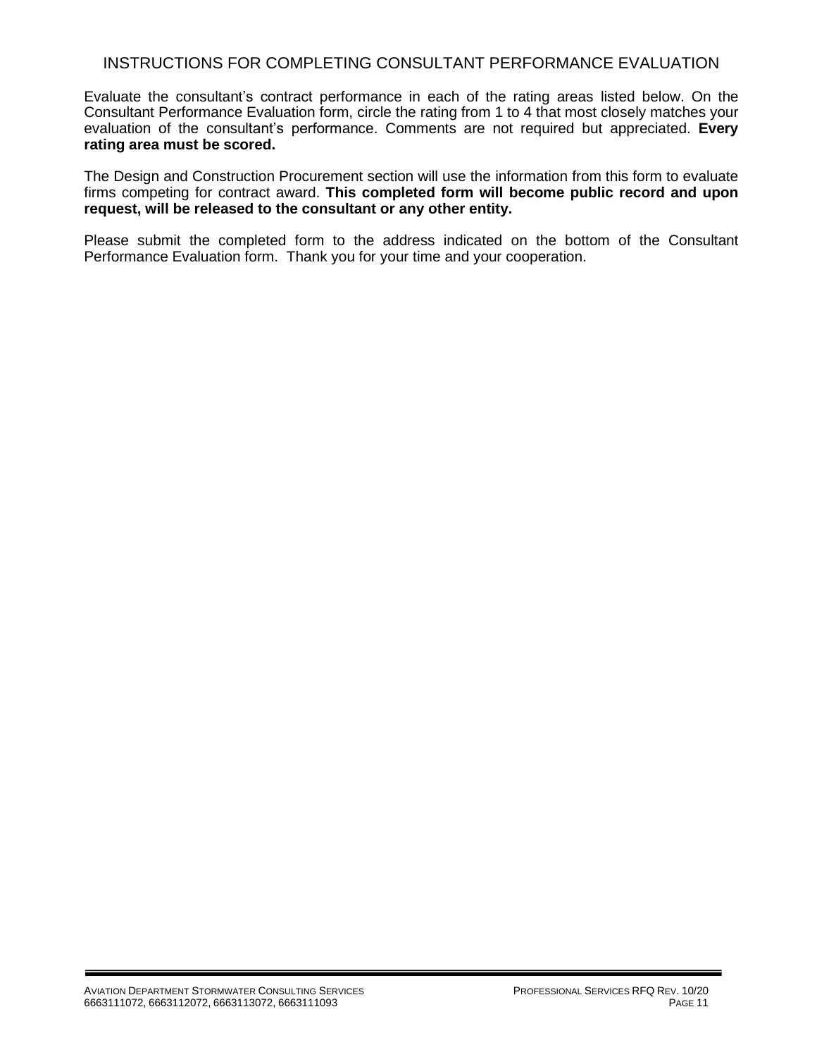# INSTRUCTIONS FOR COMPLETING CONSULTANT PERFORMANCE EVALUATION

Evaluate the consultant's contract performance in each of the rating areas listed below. On the Consultant Performance Evaluation form, circle the rating from 1 to 4 that most closely matches your evaluation of the consultant's performance. Comments are not required but appreciated. **Every rating area must be scored.**

The Design and Construction Procurement section will use the information from this form to evaluate firms competing for contract award. **This completed form will become public record and upon request, will be released to the consultant or any other entity.**

Please submit the completed form to the address indicated on the bottom of the Consultant Performance Evaluation form. Thank you for your time and your cooperation.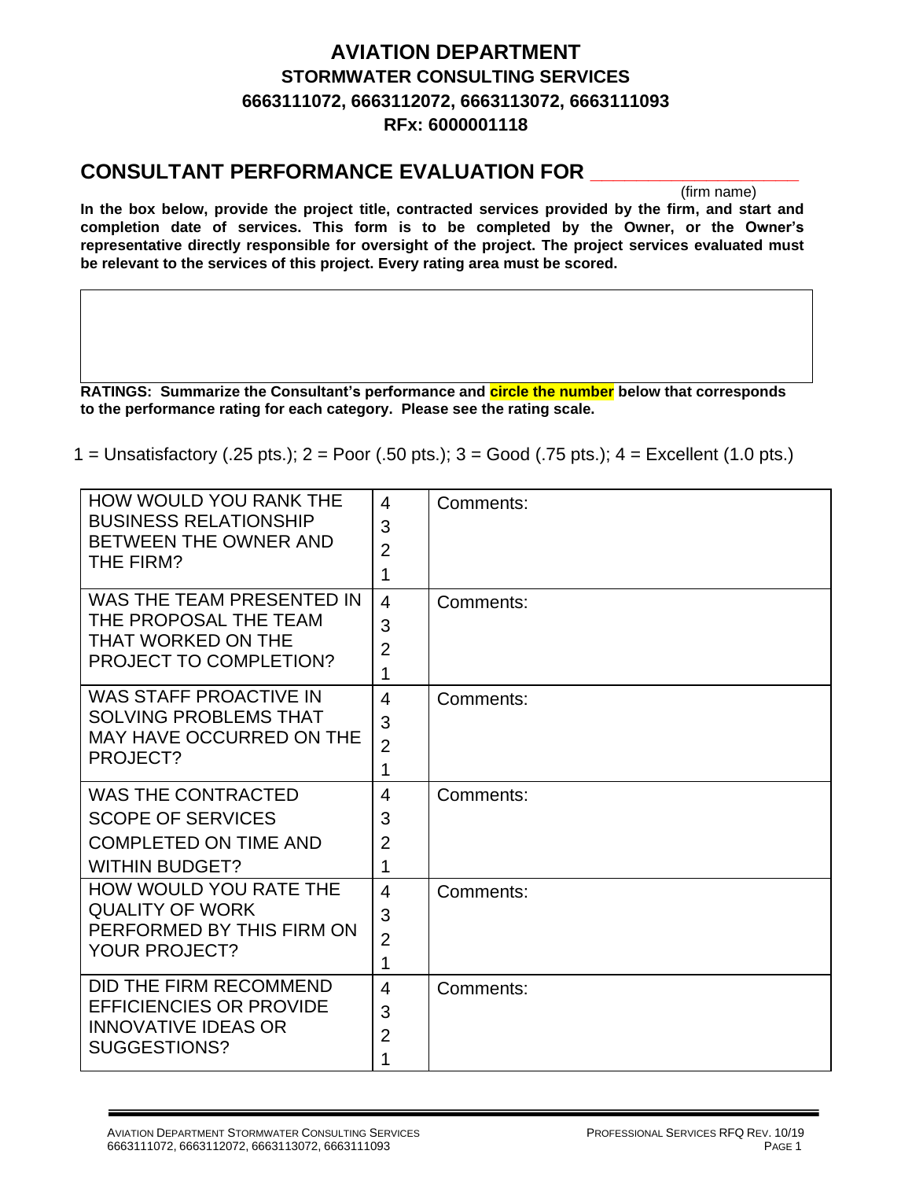# AVIATION DEPARTMENT

## STORMWATER CONSULTING SERVICES

## 6663111072, 6663112072, 6663113072, 6663111093

## RFx: 6000001118

## CONSULTANT PERFORMANCE EVALUATION FOR ____________________

(firm name)

**In the box below, provide the project title, contracted services provided by the firm, and start and completion date of services. This form is to be completed by the Owner, or the Owner's representative directly responsible for oversight of the project. The project services evaluated must be relevant to the services of this project. Every rating area must be scored.**

| |
|---|
| |

**RATINGS: Summarize the Consultant's performance and circle the number below that corresponds to the performance rating for each category. Please see the rating scale.**

1 = Unsatisfactory (.25 pts.); 2 = Poor (.50 pts.); 3 = Good (.75 pts.); 4 = Excellent (1.0 pts.)

| | | |
|---|---|---|
| HOW WOULD YOU RANK THE BUSINESS RELATIONSHIP BETWEEN THE OWNER AND THE FIRM? | 4<br>3<br>2<br>1 | Comments: |
| WAS THE TEAM PRESENTED IN THE PROPOSAL THE TEAM THAT WORKED ON THE PROJECT TO COMPLETION? | 4<br>3<br>2<br>1 | Comments: |
| WAS STAFF PROACTIVE IN SOLVING PROBLEMS THAT MAY HAVE OCCURRED ON THE PROJECT? | 4<br>3<br>2<br>1 | Comments: |
| WAS THE CONTRACTED SCOPE OF SERVICES COMPLETED ON TIME AND WITHIN BUDGET? | 4<br>3<br>2<br>1 | Comments: |
| HOW WOULD YOU RATE THE QUALITY OF WORK PERFORMED BY THIS FIRM ON YOUR PROJECT? | 4<br>3<br>2<br>1 | Comments: |
| DID THE FIRM RECOMMEND EFFICIENCIES OR PROVIDE INNOVATIVE IDEAS OR SUGGESTIONS? | 4<br>3<br>2<br>1 | Comments: |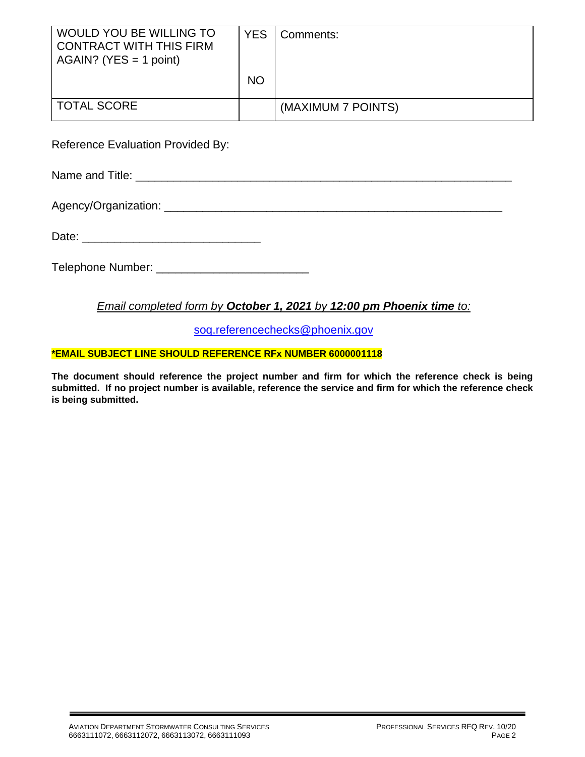| | | |
|---|---|---|
| WOULD YOU BE WILLING TO CONTRACT WITH THIS FIRM AGAIN? (YES = 1 point) | YES<br><br>NO | Comments: |
| TOTAL SCORE | | (MAXIMUM 7 POINTS) |

Reference Evaluation Provided By:

Name and Title: ____________________________________________________________

Agency/Organization: _______________________________________________________

Date: ____________________________

Telephone Number: ________________________

*Email completed form by **October 1, 2021** by **12:00 pm Phoenix time** to:*

soq.referencechecks@phoenix.gov

**\*EMAIL SUBJECT LINE SHOULD REFERENCE RFx NUMBER 6000001118**

**The document should reference the project number and firm for which the reference check is being submitted. If no project number is available, reference the service and firm for which the reference check is being submitted.**